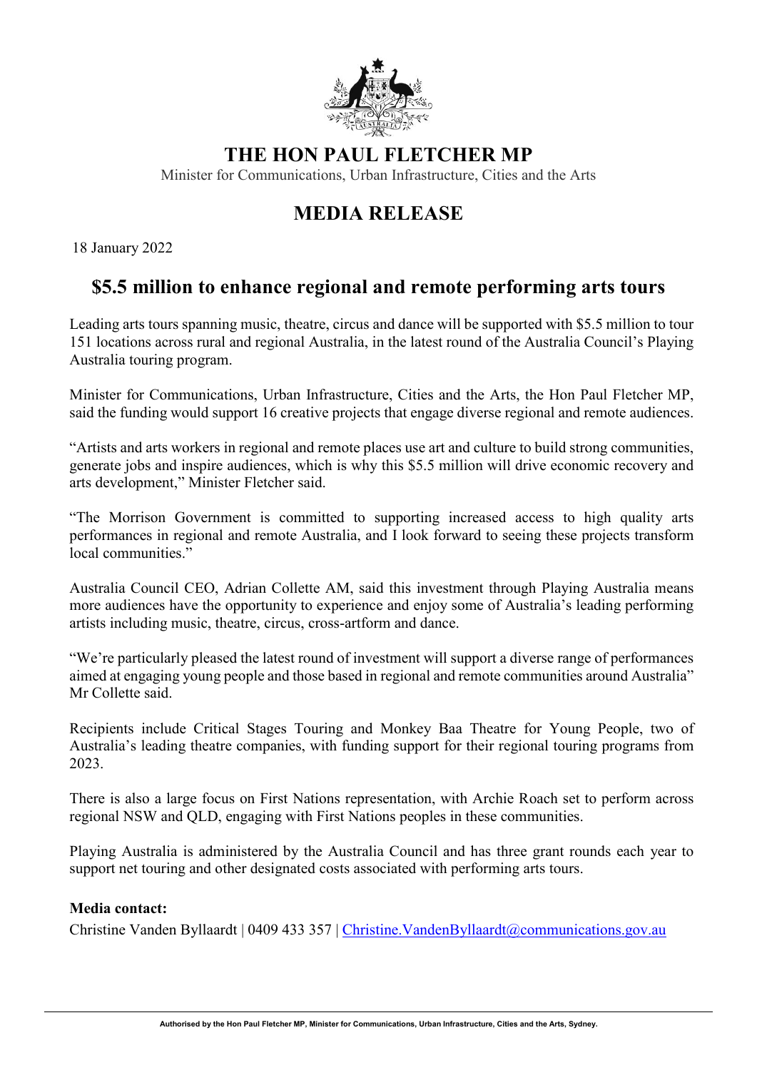# THE HON PAUL FLETCHER MP

Minister for Communications, Urban Infrastructure, Cities and the Arts

## MEDIA RELEASE

18 January 2022

## $5.5 million to enhance regional and remote performing arts tours

Leading arts tours spanning music, theatre, circus and dance will be supported with $5.5 million to tour 151 locations across rural and regional Australia, in the latest round of the Australia Council's Playing Australia touring program.

Minister for Communications, Urban Infrastructure, Cities and the Arts, the Hon Paul Fletcher MP, said the funding would support 16 creative projects that engage diverse regional and remote audiences.

"Artists and arts workers in regional and remote places use art and culture to build strong communities, generate jobs and inspire audiences, which is why this $5.5 million will drive economic recovery and arts development," Minister Fletcher said.

"The Morrison Government is committed to supporting increased access to high quality arts performances in regional and remote Australia, and I look forward to seeing these projects transform local communities."

Australia Council CEO, Adrian Collette AM, said this investment through Playing Australia means more audiences have the opportunity to experience and enjoy some of Australia's leading performing artists including music, theatre, circus, cross-artform and dance.

"We're particularly pleased the latest round of investment will support a diverse range of performances aimed at engaging young people and those based in regional and remote communities around Australia" Mr Collette said.

Recipients include Critical Stages Touring and Monkey Baa Theatre for Young People, two of Australia's leading theatre companies, with funding support for their regional touring programs from 2023.

There is also a large focus on First Nations representation, with Archie Roach set to perform across regional NSW and QLD, engaging with First Nations peoples in these communities.

Playing Australia is administered by the Australia Council and has three grant rounds each year to support net touring and other designated costs associated with performing arts tours.

**Media contact:**

Christine Vanden Byllaardt | 0409 433 357 | Christine.VandenByllaardt@communications.gov.au

Authorised by the Hon Paul Fletcher MP, Minister for Communications, Urban Infrastructure, Cities and the Arts, Sydney.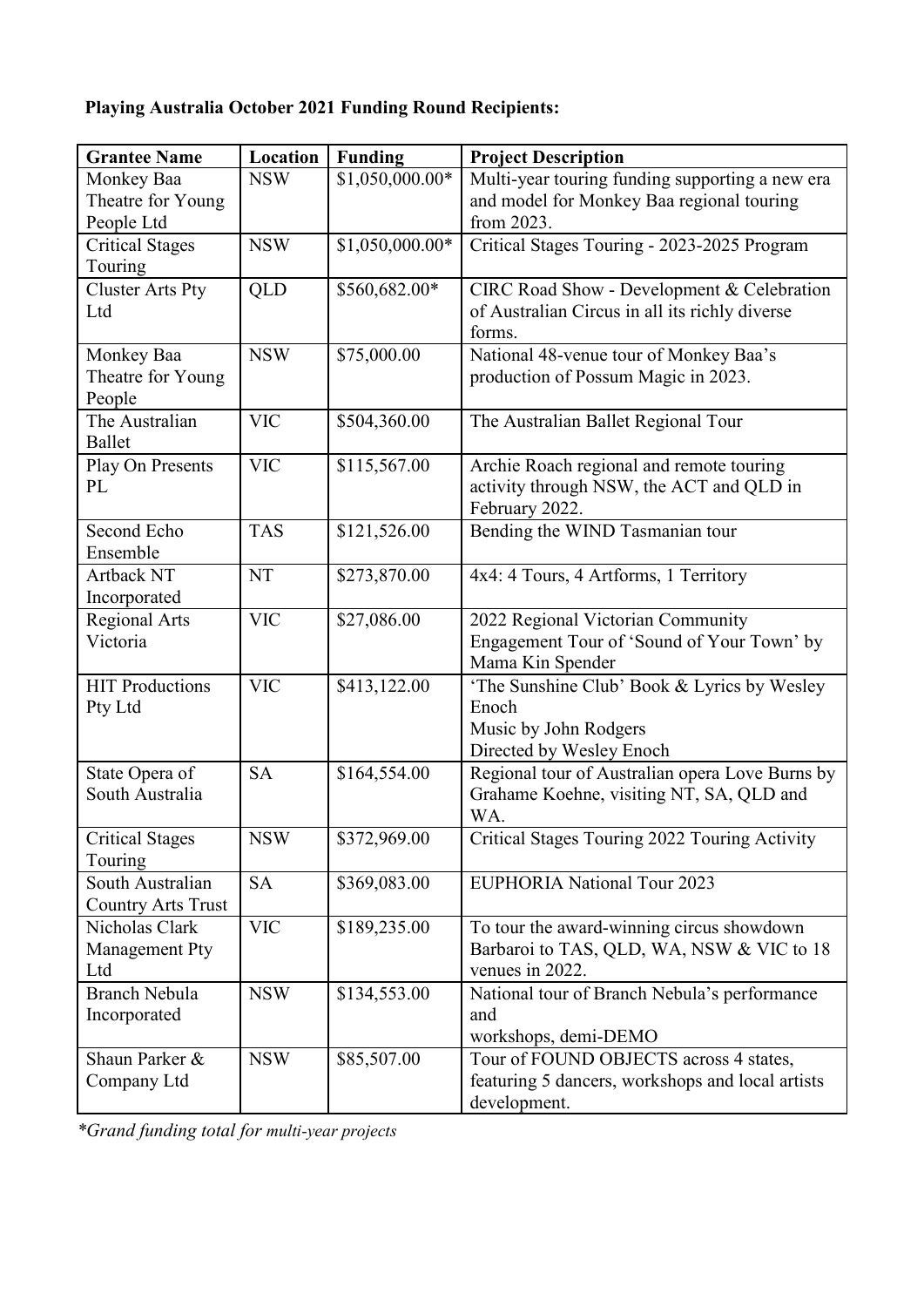**Playing Australia October 2021 Funding Round Recipients:**

| Grantee Name | Location | Funding | Project Description |
|---|---|---|---|
| Monkey Baa Theatre for Young People Ltd | NSW | $1,050,000.00* | Multi-year touring funding supporting a new era and model for Monkey Baa regional touring from 2023. |
| Critical Stages Touring | NSW | $1,050,000.00* | Critical Stages Touring - 2023-2025 Program |
| Cluster Arts Pty Ltd | QLD | $560,682.00* | CIRC Road Show - Development & Celebration of Australian Circus in all its richly diverse forms. |
| Monkey Baa Theatre for Young People | NSW | $75,000.00 | National 48-venue tour of Monkey Baa's production of Possum Magic in 2023. |
| The Australian Ballet | VIC | $504,360.00 | The Australian Ballet Regional Tour |
| Play On Presents PL | VIC | $115,567.00 | Archie Roach regional and remote touring activity through NSW, the ACT and QLD in February 2022. |
| Second Echo Ensemble | TAS | $121,526.00 | Bending the WIND Tasmanian tour |
| Artback NT Incorporated | NT | $273,870.00 | 4x4: 4 Tours, 4 Artforms, 1 Territory |
| Regional Arts Victoria | VIC | $27,086.00 | 2022 Regional Victorian Community Engagement Tour of 'Sound of Your Town' by Mama Kin Spender |
| HIT Productions Pty Ltd | VIC | $413,122.00 | 'The Sunshine Club' Book & Lyrics by Wesley Enoch<br>Music by John Rodgers<br>Directed by Wesley Enoch |
| State Opera of South Australia | SA | $164,554.00 | Regional tour of Australian opera Love Burns by Grahame Koehne, visiting NT, SA, QLD and WA. |
| Critical Stages Touring | NSW | $372,969.00 | Critical Stages Touring 2022 Touring Activity |
| South Australian Country Arts Trust | SA | $369,083.00 | EUPHORIA National Tour 2023 |
| Nicholas Clark Management Pty Ltd | VIC | $189,235.00 | To tour the award-winning circus showdown Barbaroi to TAS, QLD, WA, NSW & VIC to 18 venues in 2022. |
| Branch Nebula Incorporated | NSW | $134,553.00 | National tour of Branch Nebula's performance and<br>workshops, demi-DEMO |
| Shaun Parker & Company Ltd | NSW | $85,507.00 | Tour of FOUND OBJECTS across 4 states, featuring 5 dancers, workshops and local artists development. |

**Grand funding total for multi-year projects*